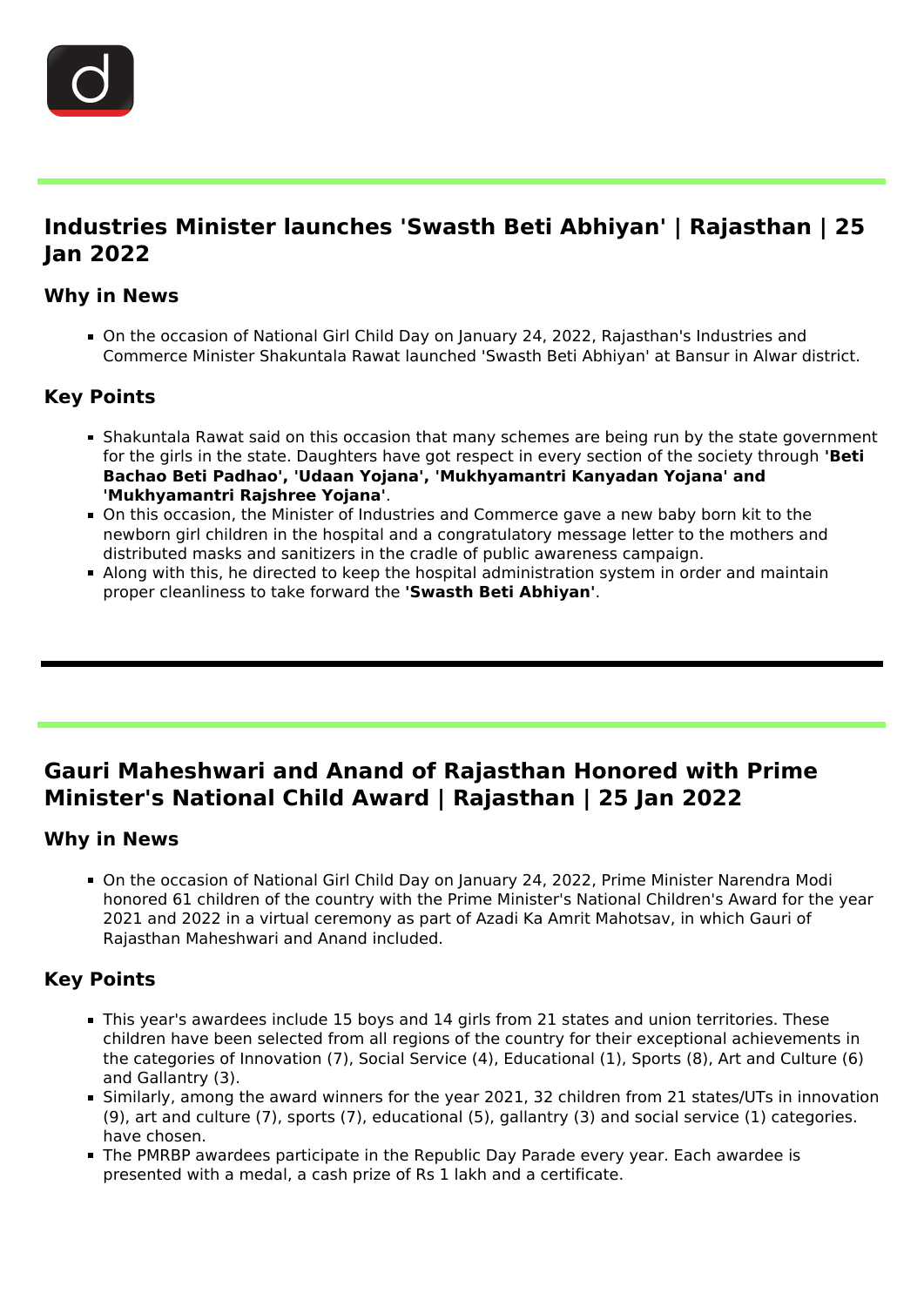## Industries Minister launches 'Swasth Beti Abhiyan' | Rajasthan | 25 Jan 2022

### Why in News

- On the occasion of National Girl Child Day on January 24, 2022, Rajasthan's Industries and Commerce Minister Shakuntala Rawat launched 'Swasth Beti Abhiyan' at Bansur in Alwar district.

### Key Points

- Shakuntala Rawat said on this occasion that many schemes are being run by the state government for the girls in the state. Daughters have got respect in every section of the society through **'Beti Bachao Beti Padhao', 'Udaan Yojana', 'Mukhyamantri Kanyadan Yojana' and 'Mukhyamantri Rajshree Yojana'**.
- On this occasion, the Minister of Industries and Commerce gave a new baby born kit to the newborn girl children in the hospital and a congratulatory message letter to the mothers and distributed masks and sanitizers in the cradle of public awareness campaign.
- Along with this, he directed to keep the hospital administration system in order and maintain proper cleanliness to take forward the **'Swasth Beti Abhiyan'**.

---

## Gauri Maheshwari and Anand of Rajasthan Honored with Prime Minister's National Child Award | Rajasthan | 25 Jan 2022

### Why in News

- On the occasion of National Girl Child Day on January 24, 2022, Prime Minister Narendra Modi honored 61 children of the country with the Prime Minister's National Children's Award for the year 2021 and 2022 in a virtual ceremony as part of Azadi Ka Amrit Mahotsav, in which Gauri of Rajasthan Maheshwari and Anand included.

### Key Points

- This year's awardees include 15 boys and 14 girls from 21 states and union territories. These children have been selected from all regions of the country for their exceptional achievements in the categories of Innovation (7), Social Service (4), Educational (1), Sports (8), Art and Culture (6) and Gallantry (3).
- Similarly, among the award winners for the year 2021, 32 children from 21 states/UTs in innovation (9), art and culture (7), sports (7), educational (5), gallantry (3) and social service (1) categories. have chosen.
- The PMRBP awardees participate in the Republic Day Parade every year. Each awardee is presented with a medal, a cash prize of Rs 1 lakh and a certificate.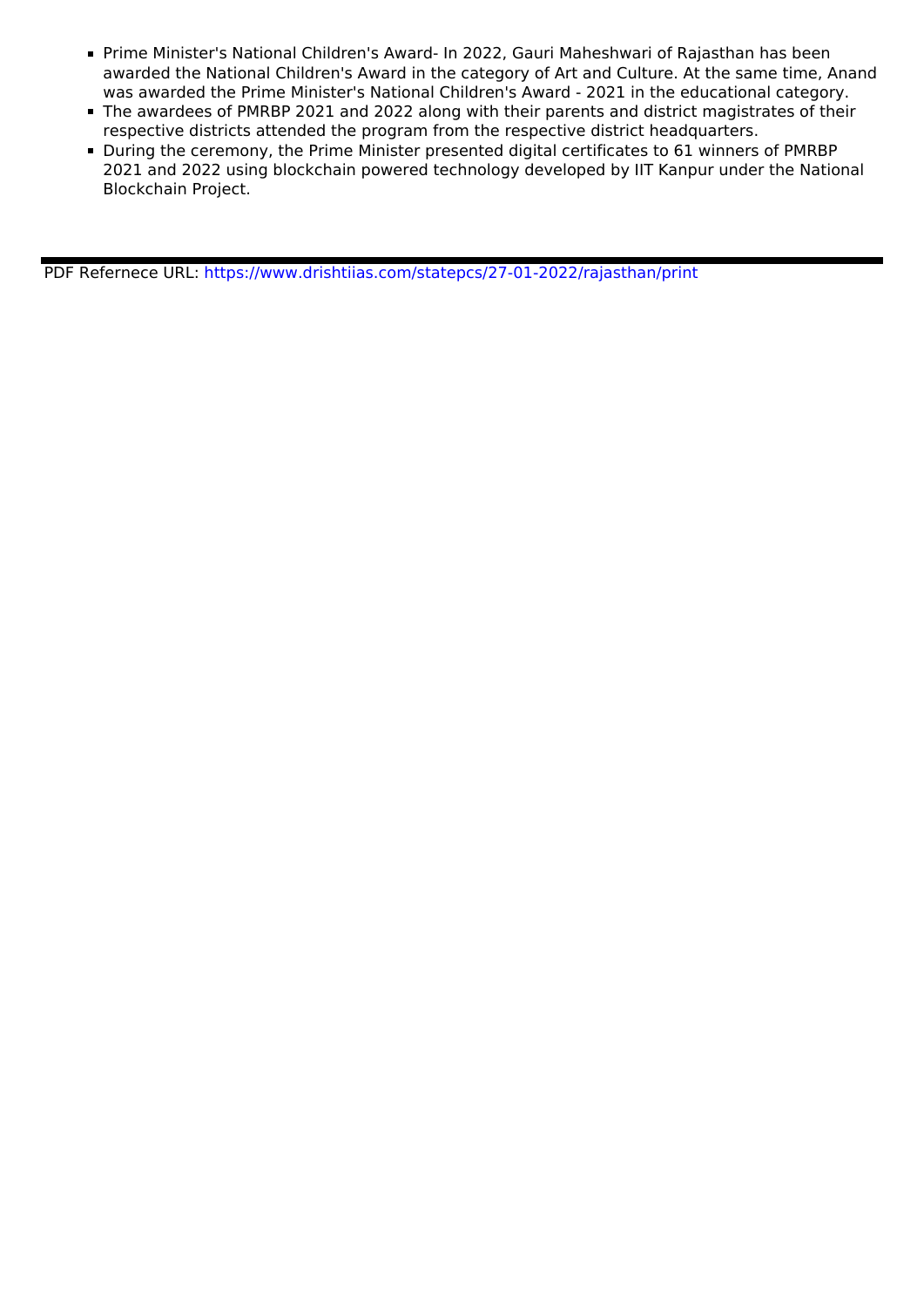- Prime Minister's National Children's Award- In 2022, Gauri Maheshwari of Rajasthan has been awarded the National Children's Award in the category of Art and Culture. At the same time, Anand was awarded the Prime Minister's National Children's Award - 2021 in the educational category.
- The awardees of PMRBP 2021 and 2022 along with their parents and district magistrates of their respective districts attended the program from the respective district headquarters.
- During the ceremony, the Prime Minister presented digital certificates to 61 winners of PMRBP 2021 and 2022 using blockchain powered technology developed by IIT Kanpur under the National Blockchain Project.

---

PDF Refernece URL: https://www.drishtiias.com/statepcs/27-01-2022/rajasthan/print